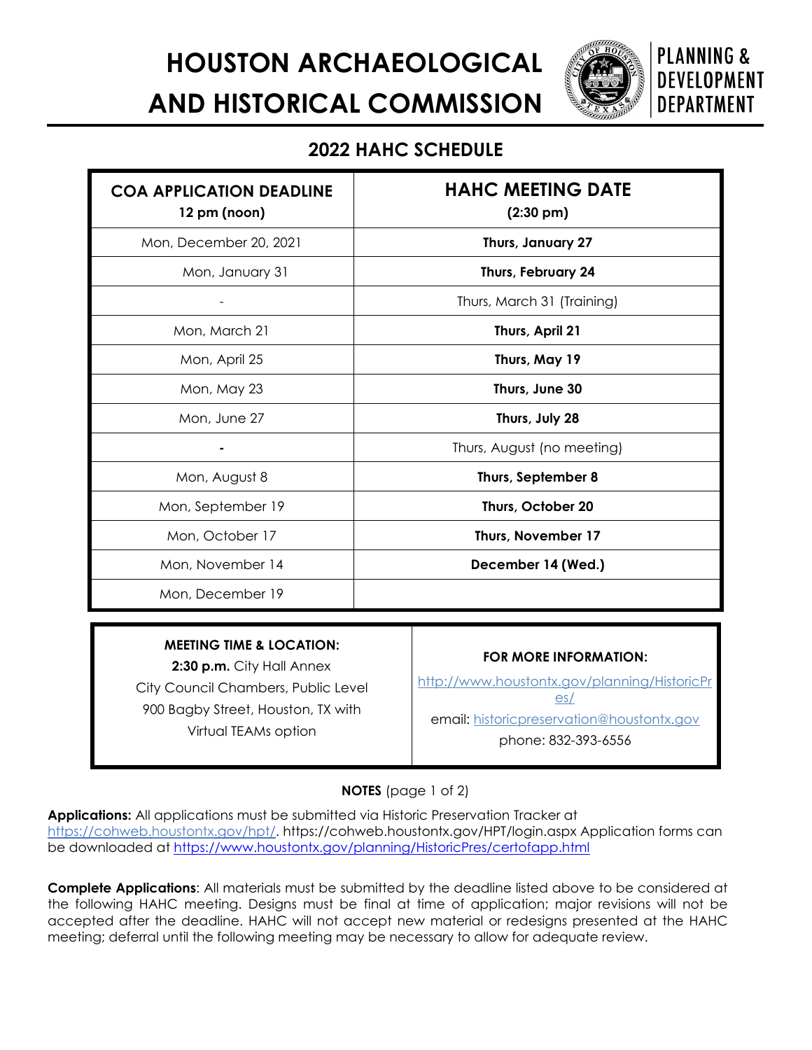# HOUSTON ARCHAEOLOGICAL AND HISTORICAL COMMISSION

PLANNING & DEVELOPMENT DEPARTMENT

## 2022 HAHC SCHEDULE

| COA APPLICATION DEADLINE 12 pm (noon) | HAHC MEETING DATE (2:30 pm) |
|---|---|
| Mon, December 20, 2021 | **Thurs, January 27** |
| Mon, January 31 | **Thurs, February 24** |
| - | Thurs, March 31 (Training) |
| Mon, March 21 | **Thurs, April 21** |
| Mon, April 25 | **Thurs, May 19** |
| Mon, May 23 | **Thurs, June 30** |
| Mon, June 27 | **Thurs, July 28** |
| - | Thurs, August (no meeting) |
| Mon, August 8 | **Thurs, September 8** |
| Mon, September 19 | **Thurs, October 20** |
| Mon, October 17 | **Thurs, November 17** |
| Mon, November 14 | **December 14 (Wed.)** |
| Mon, December 19 | |

| MEETING TIME & LOCATION: | FOR MORE INFORMATION: |
|---|---|
| **2:30 p.m.** City Hall Annex City Council Chambers, Public Level 900 Bagby Street, Houston, TX with Virtual TEAMs option | http://www.houstontx.gov/planning/HistoricPres/ email: historicpreservation@houstontx.gov phone: 832-393-6556 |

**NOTES** (page 1 of 2)

**Applications:** All applications must be submitted via Historic Preservation Tracker at https://cohweb.houstontx.gov/hpt/. https://cohweb.houstontx.gov/HPT/login.aspx Application forms can be downloaded at https://www.houstontx.gov/planning/HistoricPres/certofapp.html

**Complete Applications**: All materials must be submitted by the deadline listed above to be considered at the following HAHC meeting. Designs must be final at time of application; major revisions will not be accepted after the deadline. HAHC will not accept new material or redesigns presented at the HAHC meeting; deferral until the following meeting may be necessary to allow for adequate review.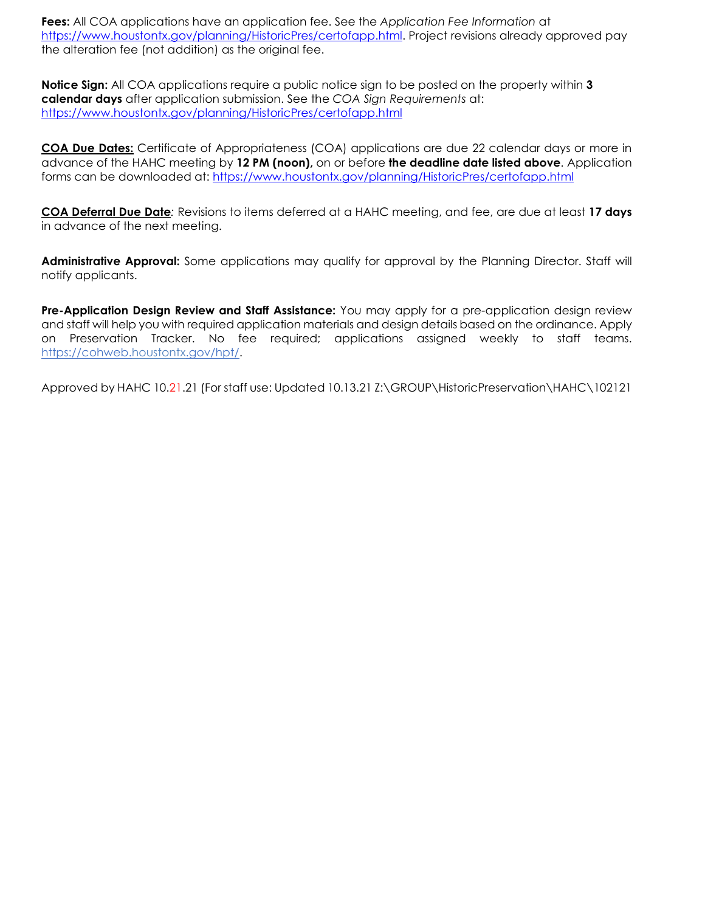**Fees:** All COA applications have an application fee. See the *Application Fee Information* at https://www.houstontx.gov/planning/HistoricPres/certofapp.html. Project revisions already approved pay the alteration fee (not addition) as the original fee.

**Notice Sign:** All COA applications require a public notice sign to be posted on the property within **3 calendar days** after application submission. See the *COA Sign Requirements* at: https://www.houstontx.gov/planning/HistoricPres/certofapp.html

**COA Due Dates:** Certificate of Appropriateness (COA) applications are due 22 calendar days or more in advance of the HAHC meeting by **12 PM (noon),** on or before **the deadline date listed above**. Application forms can be downloaded at: https://www.houstontx.gov/planning/HistoricPres/certofapp.html

**COA Deferral Due Date**: Revisions to items deferred at a HAHC meeting, and fee, are due at least **17 days** in advance of the next meeting.

**Administrative Approval:** Some applications may qualify for approval by the Planning Director. Staff will notify applicants.

**Pre-Application Design Review and Staff Assistance:** You may apply for a pre-application design review and staff will help you with required application materials and design details based on the ordinance. Apply on Preservation Tracker. No fee required; applications assigned weekly to staff teams. https://cohweb.houstontx.gov/hpt/.

Approved by HAHC 10.21.21 (For staff use: Updated 10.13.21 Z:\GROUP\HistoricPreservation\HAHC\102121